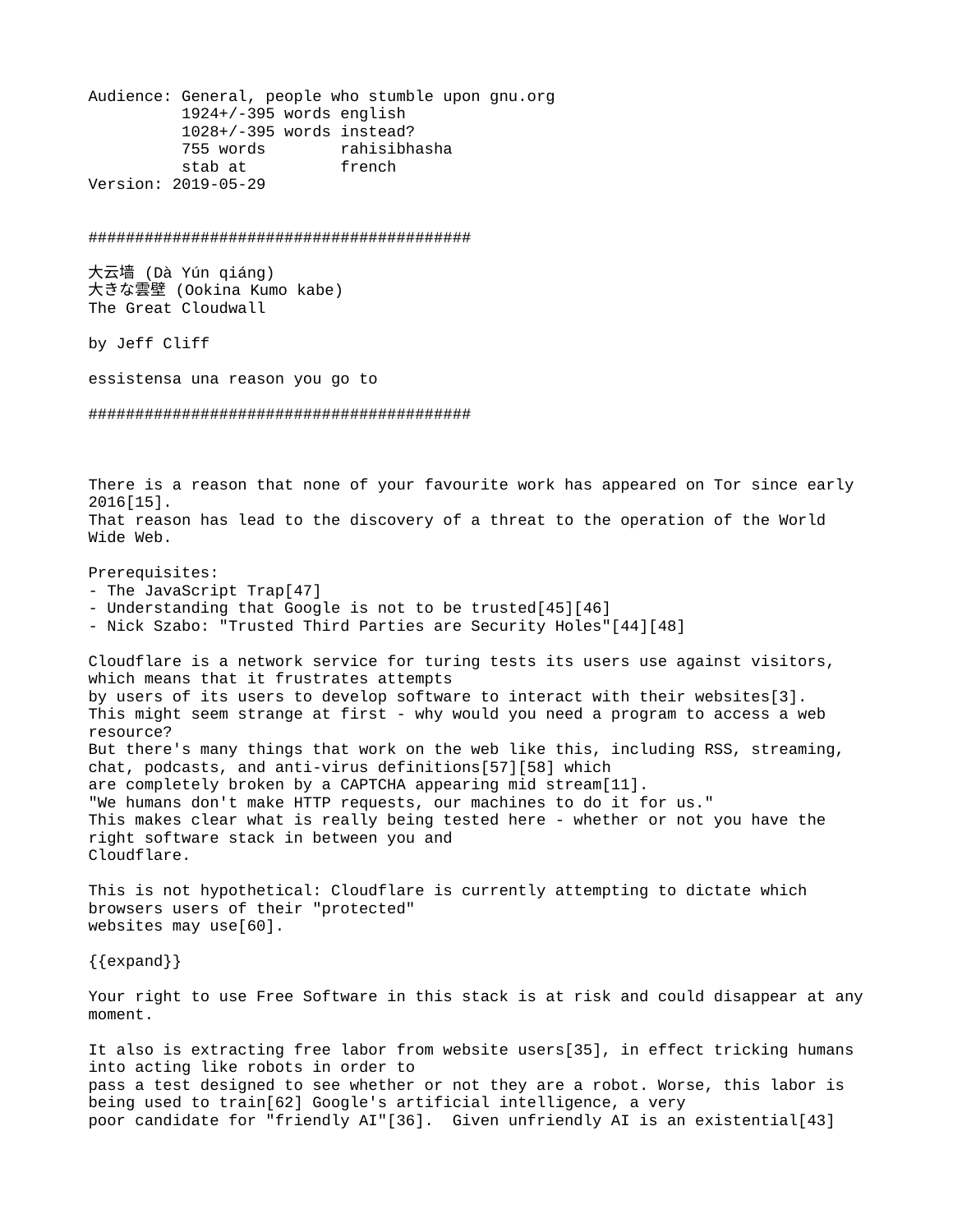Audience: General, people who stumble upon gnu.org
          1924+/-395 words english
          1028+/-395 words instead?
          755 words        rahisibhasha
          stab at          french
Version: 2019-05-29

########################################

大云墙 (Dà Yún qiáng)
大きな雲壁 (Ookina Kumo kabe)
The Great Cloudwall

by Jeff Cliff

essistensa una reason you go to

########################################

There is a reason that none of your favourite work has appeared on Tor since early 2016[15].
That reason has lead to the discovery of a threat to the operation of the World Wide Web.

Prerequisites:
- The JavaScript Trap[47]
- Understanding that Google is not to be trusted[45][46]
- Nick Szabo: "Trusted Third Parties are Security Holes"[44][48]

Cloudflare is a network service for turing tests its users use against visitors, which means that it frustrates attempts
by users of its users to develop software to interact with their websites[3].
This might seem strange at first - why would you need a program to access a web resource?
But there's many things that work on the web like this, including RSS, streaming, chat, podcasts, and anti-virus definitions[57][58] which
are completely broken by a CAPTCHA appearing mid stream[11].
"We humans don't make HTTP requests, our machines to do it for us."
This makes clear what is really being tested here - whether or not you have the right software stack in between you and
Cloudflare.

This is not hypothetical: Cloudflare is currently attempting to dictate which browsers users of their "protected"
websites may use[60].

{{expand}}

Your right to use Free Software in this stack is at risk and could disappear at any moment.

It also is extracting free labor from website users[35], in effect tricking humans into acting like robots in order to
pass a test designed to see whether or not they are a robot. Worse, this labor is being used to train[62] Google's artificial intelligence, a very
poor candidate for "friendly AI"[36].  Given unfriendly AI is an existential[43]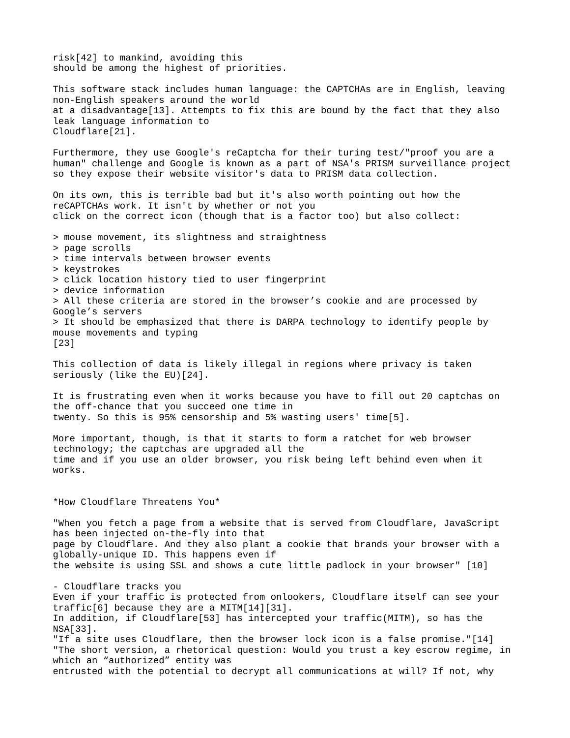risk[42] to mankind, avoiding this should be among the highest of priorities.

This software stack includes human language: the CAPTCHAs are in English, leaving non-English speakers around the world at a disadvantage[13]. Attempts to fix this are bound by the fact that they also leak language information to Cloudflare[21].

Furthermore, they use Google's reCaptcha for their turing test/"proof you are a human" challenge and Google is known as a part of NSA's PRISM surveillance project so they expose their website visitor's data to PRISM data collection.

On its own, this is terrible bad but it's also worth pointing out how the reCAPTCHAs work. It isn't by whether or not you click on the correct icon (though that is a factor too) but also collect:

> mouse movement, its slightness and straightness
> page scrolls
> time intervals between browser events
> keystrokes
> click location history tied to user fingerprint
> device information
> All these criteria are stored in the browser's cookie and are processed by Google's servers
> It should be emphasized that there is DARPA technology to identify people by mouse movements and typing
[23]

This collection of data is likely illegal in regions where privacy is taken seriously (like the EU)[24].

It is frustrating even when it works because you have to fill out 20 captchas on the off-chance that you succeed one time in twenty. So this is 95% censorship and 5% wasting users' time[5].

More important, though, is that it starts to form a ratchet for web browser technology; the captchas are upgraded all the time and if you use an older browser, you risk being left behind even when it works.

*How Cloudflare Threatens You*

"When you fetch a page from a website that is served from Cloudflare, JavaScript has been injected on-the-fly into that page by Cloudflare. And they also plant a cookie that brands your browser with a globally-unique ID. This happens even if the website is using SSL and shows a cute little padlock in your browser" [10]

- Cloudflare tracks you
Even if your traffic is protected from onlookers, Cloudflare itself can see your traffic[6] because they are a MITM[14][31].
In addition, if Cloudflare[53] has intercepted your traffic(MITM), so has the NSA[33].
"If a site uses Cloudflare, then the browser lock icon is a false promise."[14]
"The short version, a rhetorical question: Would you trust a key escrow regime, in which an "authorized" entity was entrusted with the potential to decrypt all communications at will? If not, why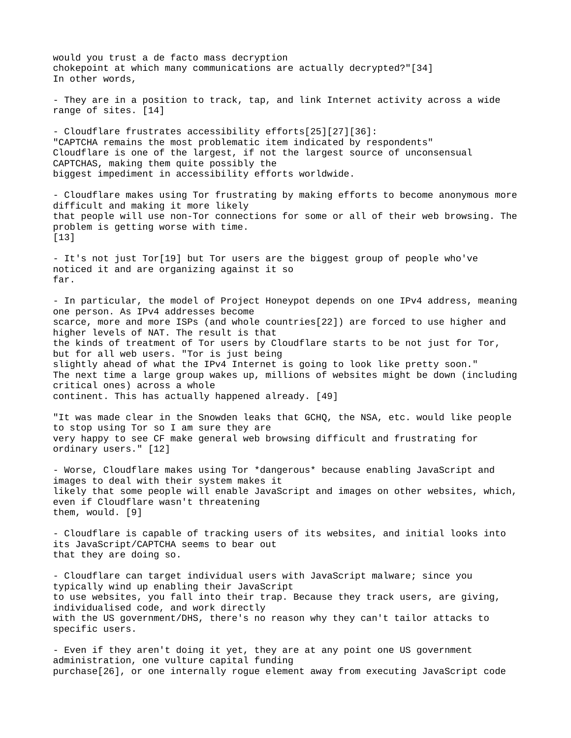would you trust a de facto mass decryption chokepoint at which many communications are actually decrypted?"[34]
In other words,

- They are in a position to track, tap, and link Internet activity across a wide range of sites. [14]

- Cloudflare frustrates accessibility efforts[25][27][36]:
"CAPTCHA remains the most problematic item indicated by respondents"
Cloudflare is one of the largest, if not the largest source of unconsensual CAPTCHAS, making them quite possibly the biggest impediment in accessibility efforts worldwide.

- Cloudflare makes using Tor frustrating by making efforts to become anonymous more difficult and making it more likely that people will use non-Tor connections for some or all of their web browsing. The problem is getting worse with time.
[13]

- It's not just Tor[19] but Tor users are the biggest group of people who've noticed it and are organizing against it so far.

- In particular, the model of Project Honeypot depends on one IPv4 address, meaning one person. As IPv4 addresses become scarce, more and more ISPs (and whole countries[22]) are forced to use higher and higher levels of NAT. The result is that the kinds of treatment of Tor users by Cloudflare starts to be not just for Tor, but for all web users. "Tor is just being slightly ahead of what the IPv4 Internet is going to look like pretty soon."
The next time a large group wakes up, millions of websites might be down (including critical ones) across a whole continent. This has actually happened already. [49]

"It was made clear in the Snowden leaks that GCHQ, the NSA, etc. would like people to stop using Tor so I am sure they are very happy to see CF make general web browsing difficult and frustrating for ordinary users." [12]

- Worse, Cloudflare makes using Tor *dangerous* because enabling JavaScript and images to deal with their system makes it likely that some people will enable JavaScript and images on other websites, which, even if Cloudflare wasn't threatening them, would. [9]

- Cloudflare is capable of tracking users of its websites, and initial looks into its JavaScript/CAPTCHA seems to bear out that they are doing so.

- Cloudflare can target individual users with JavaScript malware; since you typically wind up enabling their JavaScript to use websites, you fall into their trap. Because they track users, are giving, individualised code, and work directly with the US government/DHS, there's no reason why they can't tailor attacks to specific users.

- Even if they aren't doing it yet, they are at any point one US government administration, one vulture capital funding purchase[26], or one internally rogue element away from executing JavaScript code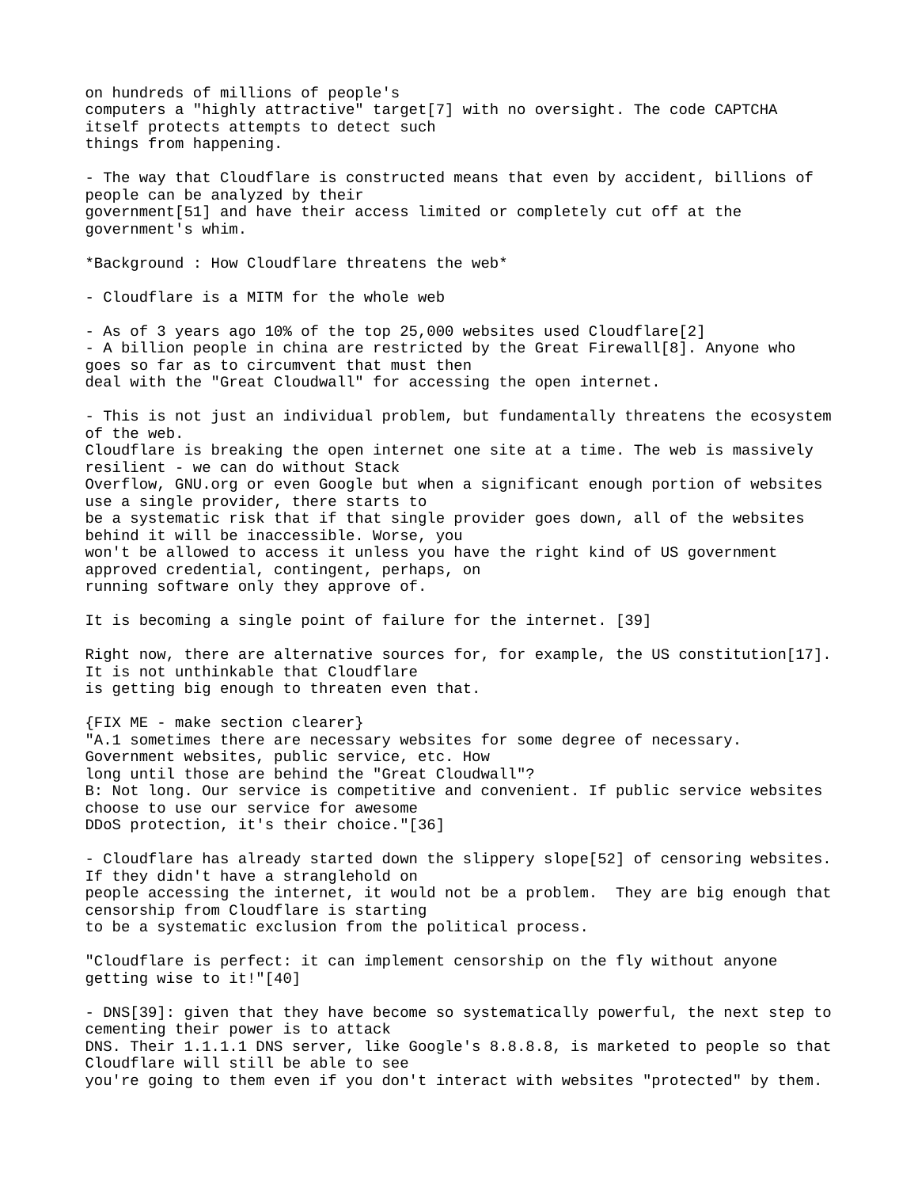on hundreds of millions of people's computers a "highly attractive" target[7] with no oversight. The code CAPTCHA itself protects attempts to detect such things from happening.

- The way that Cloudflare is constructed means that even by accident, billions of people can be analyzed by their government[51] and have their access limited or completely cut off at the government's whim.

*Background : How Cloudflare threatens the web*

- Cloudflare is a MITM for the whole web

- As of 3 years ago 10% of the top 25,000 websites used Cloudflare[2]
- A billion people in china are restricted by the Great Firewall[8]. Anyone who goes so far as to circumvent that must then deal with the "Great Cloudwall" for accessing the open internet.

- This is not just an individual problem, but fundamentally threatens the ecosystem of the web.
Cloudflare is breaking the open internet one site at a time. The web is massively resilient - we can do without Stack Overflow, GNU.org or even Google but when a significant enough portion of websites use a single provider, there starts to be a systematic risk that if that single provider goes down, all of the websites behind it will be inaccessible. Worse, you won't be allowed to access it unless you have the right kind of US government approved credential, contingent, perhaps, on running software only they approve of.

It is becoming a single point of failure for the internet. [39]

Right now, there are alternative sources for, for example, the US constitution[17]. It is not unthinkable that Cloudflare is getting big enough to threaten even that.

{FIX ME - make section clearer}
"A.1 sometimes there are necessary websites for some degree of necessary. Government websites, public service, etc. How long until those are behind the "Great Cloudwall"?
B: Not long. Our service is competitive and convenient. If public service websites choose to use our service for awesome DDoS protection, it's their choice."[36]

- Cloudflare has already started down the slippery slope[52] of censoring websites. If they didn't have a stranglehold on people accessing the internet, it would not be a problem.  They are big enough that censorship from Cloudflare is starting to be a systematic exclusion from the political process.

"Cloudflare is perfect: it can implement censorship on the fly without anyone getting wise to it!"[40]

- DNS[39]: given that they have become so systematically powerful, the next step to cementing their power is to attack DNS. Their 1.1.1.1 DNS server, like Google's 8.8.8.8, is marketed to people so that Cloudflare will still be able to see you're going to them even if you don't interact with websites "protected" by them.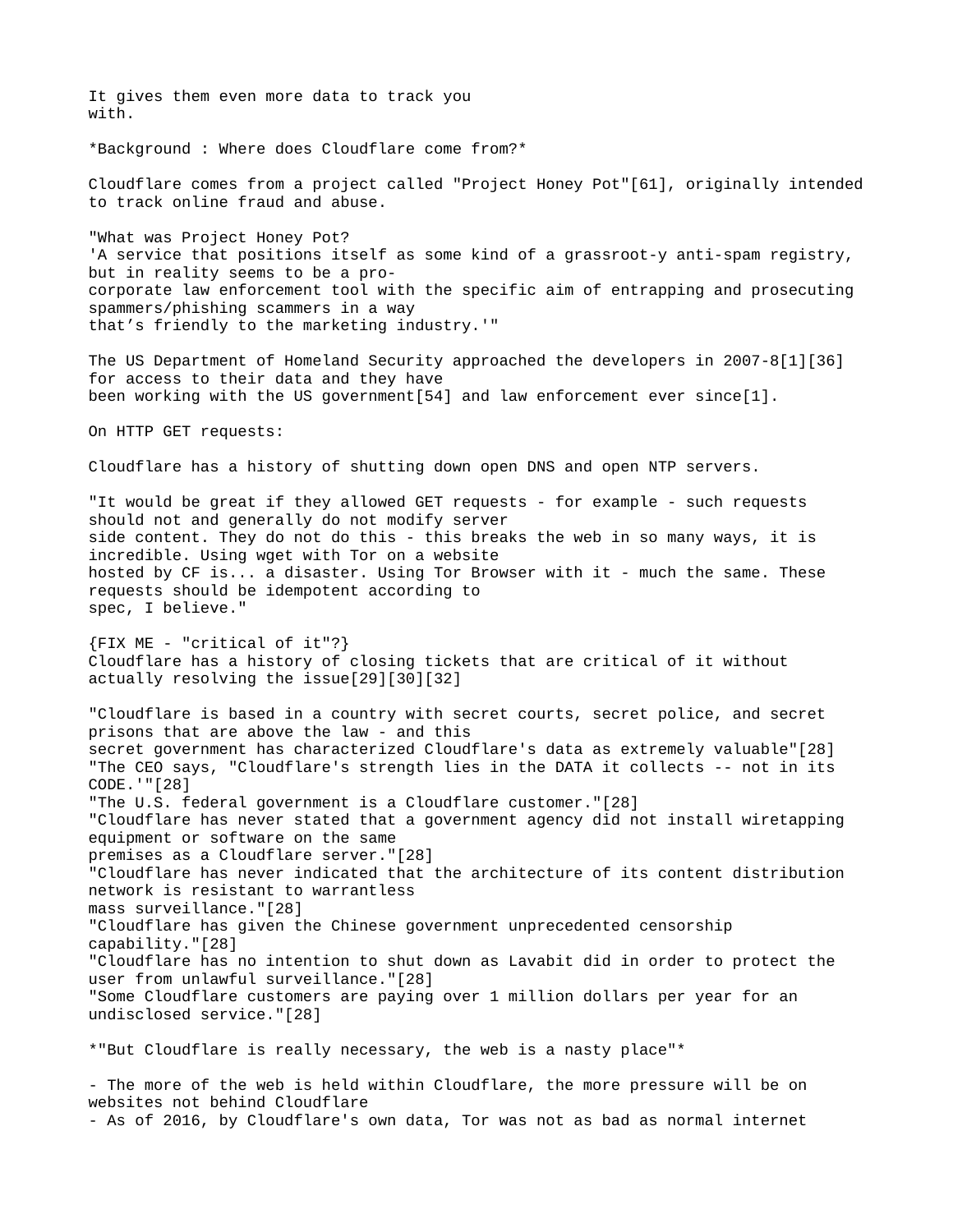It gives them even more data to track you with.

*Background : Where does Cloudflare come from?*

Cloudflare comes from a project called "Project Honey Pot"[61], originally intended to track online fraud and abuse.

"What was Project Honey Pot?
'A service that positions itself as some kind of a grassroot-y anti-spam registry, but in reality seems to be a pro-corporate law enforcement tool with the specific aim of entrapping and prosecuting spammers/phishing scammers in a way that's friendly to the marketing industry.'"

The US Department of Homeland Security approached the developers in 2007-8[1][36] for access to their data and they have been working with the US government[54] and law enforcement ever since[1].

On HTTP GET requests:

Cloudflare has a history of shutting down open DNS and open NTP servers.

"It would be great if they allowed GET requests - for example - such requests should not and generally do not modify server side content. They do not do this - this breaks the web in so many ways, it is incredible. Using wget with Tor on a website hosted by CF is... a disaster. Using Tor Browser with it - much the same. These requests should be idempotent according to spec, I believe."

{FIX ME - "critical of it"?}
Cloudflare has a history of closing tickets that are critical of it without actually resolving the issue[29][30][32]

"Cloudflare is based in a country with secret courts, secret police, and secret prisons that are above the law - and this secret government has characterized Cloudflare's data as extremely valuable"[28]
"The CEO says, "Cloudflare's strength lies in the DATA it collects -- not in its CODE.'"[28]
"The U.S. federal government is a Cloudflare customer."[28]
"Cloudflare has never stated that a government agency did not install wiretapping equipment or software on the same premises as a Cloudflare server."[28]
"Cloudflare has never indicated that the architecture of its content distribution network is resistant to warrantless mass surveillance."[28]
"Cloudflare has given the Chinese government unprecedented censorship capability."[28]
"Cloudflare has no intention to shut down as Lavabit did in order to protect the user from unlawful surveillance."[28]
"Some Cloudflare customers are paying over 1 million dollars per year for an undisclosed service."[28]

*"But Cloudflare is really necessary, the web is a nasty place"*

- The more of the web is held within Cloudflare, the more pressure will be on websites not behind Cloudflare
- As of 2016, by Cloudflare's own data, Tor was not as bad as normal internet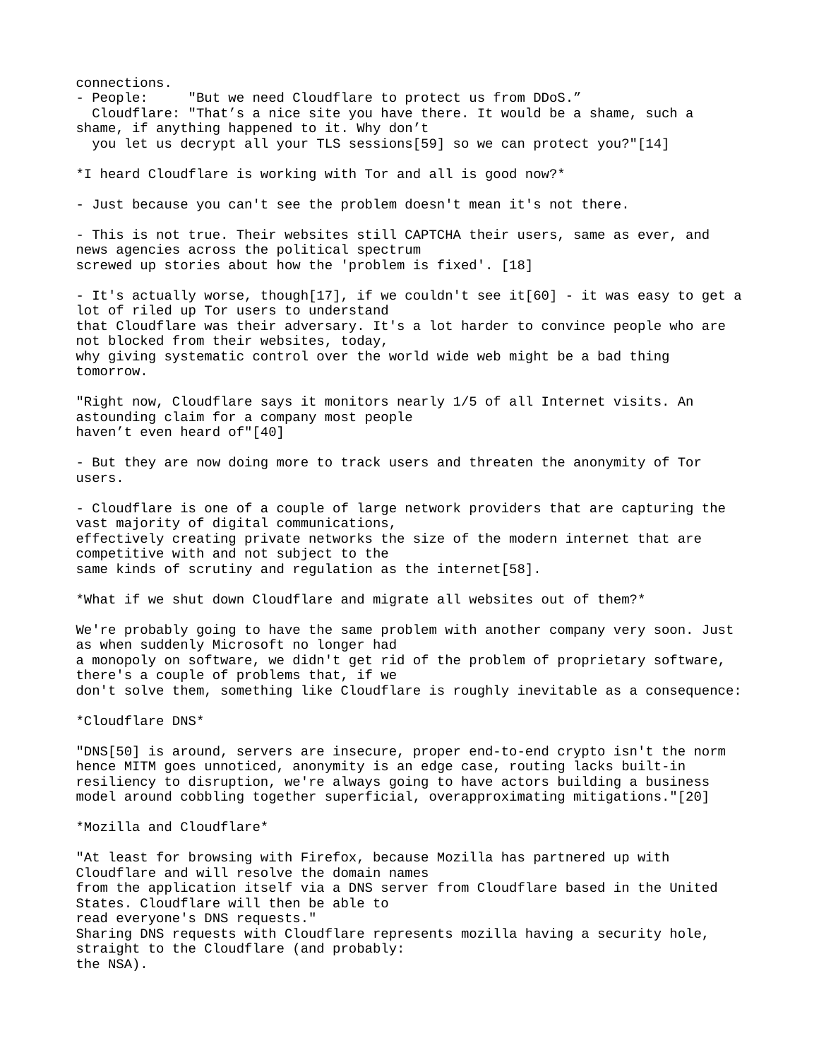connections.

- People: "But we need Cloudflare to protect us from DDoS."
  Cloudflare: "That's a nice site you have there. It would be a shame, such a shame, if anything happened to it. Why don't you let us decrypt all your TLS sessions[59] so we can protect you?"[14]

*I heard Cloudflare is working with Tor and all is good now?*

- Just because you can't see the problem doesn't mean it's not there.

- This is not true. Their websites still CAPTCHA their users, same as ever, and news agencies across the political spectrum screwed up stories about how the 'problem is fixed'. [18]

- It's actually worse, though[17], if we couldn't see it[60] - it was easy to get a lot of riled up Tor users to understand that Cloudflare was their adversary. It's a lot harder to convince people who are not blocked from their websites, today, why giving systematic control over the world wide web might be a bad thing tomorrow.

"Right now, Cloudflare says it monitors nearly 1/5 of all Internet visits. An astounding claim for a company most people haven't even heard of"[40]

- But they are now doing more to track users and threaten the anonymity of Tor users.

- Cloudflare is one of a couple of large network providers that are capturing the vast majority of digital communications, effectively creating private networks the size of the modern internet that are competitive with and not subject to the same kinds of scrutiny and regulation as the internet[58].

*What if we shut down Cloudflare and migrate all websites out of them?*

We're probably going to have the same problem with another company very soon. Just as when suddenly Microsoft no longer had a monopoly on software, we didn't get rid of the problem of proprietary software, there's a couple of problems that, if we don't solve them, something like Cloudflare is roughly inevitable as a consequence:

*Cloudflare DNS*

"DNS[50] is around, servers are insecure, proper end-to-end crypto isn't the norm hence MITM goes unnoticed, anonymity is an edge case, routing lacks built-in resiliency to disruption, we're always going to have actors building a business model around cobbling together superficial, overapproximating mitigations."[20]

*Mozilla and Cloudflare*

"At least for browsing with Firefox, because Mozilla has partnered up with Cloudflare and will resolve the domain names from the application itself via a DNS server from Cloudflare based in the United States. Cloudflare will then be able to read everyone's DNS requests."
Sharing DNS requests with Cloudflare represents mozilla having a security hole, straight to the Cloudflare (and probably: the NSA).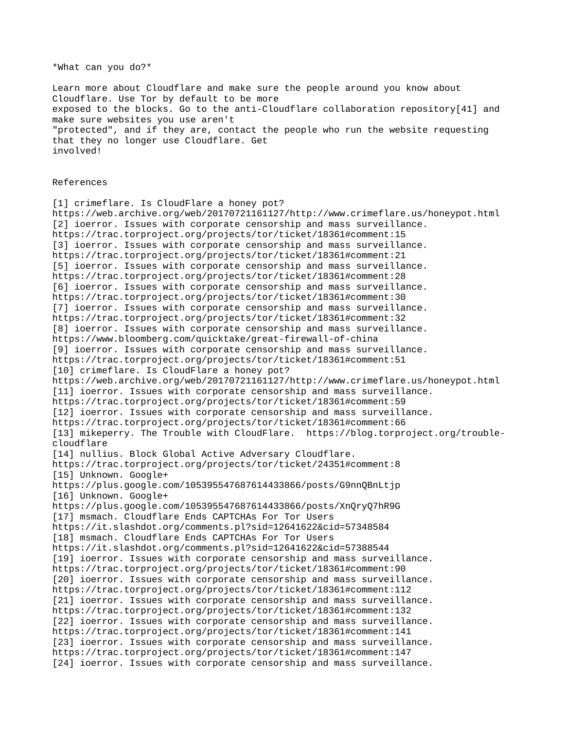*What can you do?*

Learn more about Cloudflare and make sure the people around you know about Cloudflare. Use Tor by default to be more exposed to the blocks. Go to the anti-Cloudflare collaboration repository[41] and make sure websites you use aren't "protected", and if they are, contact the people who run the website requesting that they no longer use Cloudflare. Get involved!

References

[1] crimeflare. Is CloudFlare a honey pot? https://web.archive.org/web/20170721161127/http://www.crimeflare.us/honeypot.html
[2] ioerror. Issues with corporate censorship and mass surveillance. https://trac.torproject.org/projects/tor/ticket/18361#comment:15
[3] ioerror. Issues with corporate censorship and mass surveillance. https://trac.torproject.org/projects/tor/ticket/18361#comment:21
[5] ioerror. Issues with corporate censorship and mass surveillance. https://trac.torproject.org/projects/tor/ticket/18361#comment:28
[6] ioerror. Issues with corporate censorship and mass surveillance. https://trac.torproject.org/projects/tor/ticket/18361#comment:30
[7] ioerror. Issues with corporate censorship and mass surveillance. https://trac.torproject.org/projects/tor/ticket/18361#comment:32
[8] ioerror. Issues with corporate censorship and mass surveillance. https://www.bloomberg.com/quicktake/great-firewall-of-china
[9] ioerror. Issues with corporate censorship and mass surveillance. https://trac.torproject.org/projects/tor/ticket/18361#comment:51
[10] crimeflare. Is CloudFlare a honey pot? https://web.archive.org/web/20170721161127/http://www.crimeflare.us/honeypot.html
[11] ioerror. Issues with corporate censorship and mass surveillance. https://trac.torproject.org/projects/tor/ticket/18361#comment:59
[12] ioerror. Issues with corporate censorship and mass surveillance. https://trac.torproject.org/projects/tor/ticket/18361#comment:66
[13] mikeperry. The Trouble with CloudFlare. https://blog.torproject.org/trouble-cloudflare
[14] nullius. Block Global Active Adversary Cloudflare. https://trac.torproject.org/projects/tor/ticket/24351#comment:8
[15] Unknown. Google+ https://plus.google.com/105395547687614433866/posts/G9nnQBnLtjp
[16] Unknown. Google+ https://plus.google.com/105395547687614433866/posts/XnQryQ7hR9G
[17] msmach. Cloudflare Ends CAPTCHAs For Tor Users https://it.slashdot.org/comments.pl?sid=12641622&cid=57348584
[18] msmach. Cloudflare Ends CAPTCHAs For Tor Users https://it.slashdot.org/comments.pl?sid=12641622&cid=57388544
[19] ioerror. Issues with corporate censorship and mass surveillance. https://trac.torproject.org/projects/tor/ticket/18361#comment:90
[20] ioerror. Issues with corporate censorship and mass surveillance. https://trac.torproject.org/projects/tor/ticket/18361#comment:112
[21] ioerror. Issues with corporate censorship and mass surveillance. https://trac.torproject.org/projects/tor/ticket/18361#comment:132
[22] ioerror. Issues with corporate censorship and mass surveillance. https://trac.torproject.org/projects/tor/ticket/18361#comment:141
[23] ioerror. Issues with corporate censorship and mass surveillance. https://trac.torproject.org/projects/tor/ticket/18361#comment:147
[24] ioerror. Issues with corporate censorship and mass surveillance.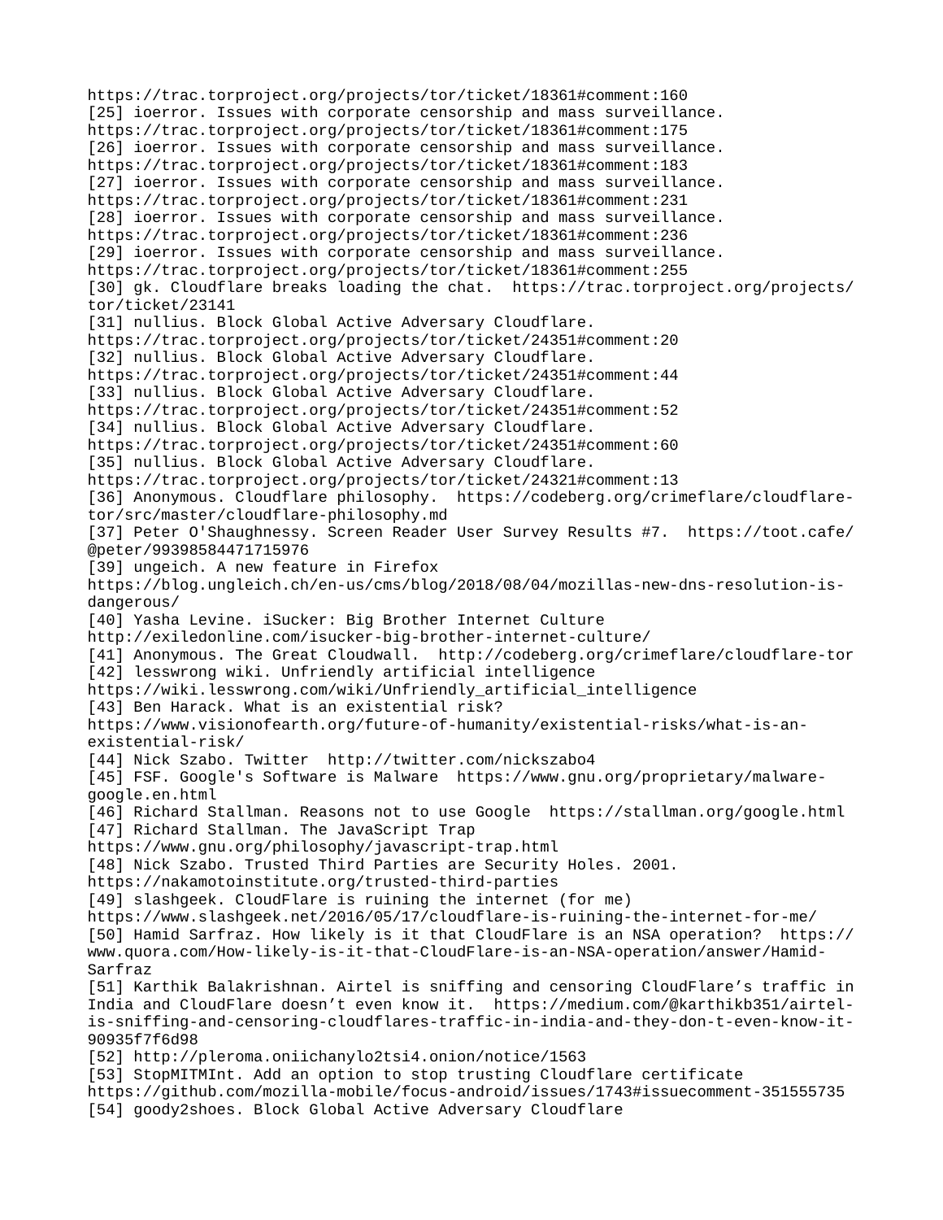https://trac.torproject.org/projects/tor/ticket/18361#comment:160
[25] ioerror. Issues with corporate censorship and mass surveillance.
https://trac.torproject.org/projects/tor/ticket/18361#comment:175
[26] ioerror. Issues with corporate censorship and mass surveillance.
https://trac.torproject.org/projects/tor/ticket/18361#comment:183
[27] ioerror. Issues with corporate censorship and mass surveillance.
https://trac.torproject.org/projects/tor/ticket/18361#comment:231
[28] ioerror. Issues with corporate censorship and mass surveillance.
https://trac.torproject.org/projects/tor/ticket/18361#comment:236
[29] ioerror. Issues with corporate censorship and mass surveillance.
https://trac.torproject.org/projects/tor/ticket/18361#comment:255
[30] gk. Cloudflare breaks loading the chat. https://trac.torproject.org/projects/tor/ticket/23141
[31] nullius. Block Global Active Adversary Cloudflare.
https://trac.torproject.org/projects/tor/ticket/24351#comment:20
[32] nullius. Block Global Active Adversary Cloudflare.
https://trac.torproject.org/projects/tor/ticket/24351#comment:44
[33] nullius. Block Global Active Adversary Cloudflare.
https://trac.torproject.org/projects/tor/ticket/24351#comment:52
[34] nullius. Block Global Active Adversary Cloudflare.
https://trac.torproject.org/projects/tor/ticket/24351#comment:60
[35] nullius. Block Global Active Adversary Cloudflare.
https://trac.torproject.org/projects/tor/ticket/24321#comment:13
[36] Anonymous. Cloudflare philosophy. https://codeberg.org/crimeflare/cloudflare-tor/src/master/cloudflare-philosophy.md
[37] Peter O'Shaughnessy. Screen Reader User Survey Results #7. https://toot.cafe/@peter/99398584471715976
[39] ungeich. A new feature in Firefox
https://blog.ungleich.ch/en-us/cms/blog/2018/08/04/mozillas-new-dns-resolution-is-dangerous/
[40] Yasha Levine. iSucker: Big Brother Internet Culture
http://exiledonline.com/isucker-big-brother-internet-culture/
[41] Anonymous. The Great Cloudwall. http://codeberg.org/crimeflare/cloudflare-tor
[42] lesswrong wiki. Unfriendly artificial intelligence
https://wiki.lesswrong.com/wiki/Unfriendly_artificial_intelligence
[43] Ben Harack. What is an existential risk?
https://www.visionofearth.org/future-of-humanity/existential-risks/what-is-an-existential-risk/
[44] Nick Szabo. Twitter http://twitter.com/nickszabo4
[45] FSF. Google's Software is Malware https://www.gnu.org/proprietary/malware-google.en.html
[46] Richard Stallman. Reasons not to use Google https://stallman.org/google.html
[47] Richard Stallman. The JavaScript Trap
https://www.gnu.org/philosophy/javascript-trap.html
[48] Nick Szabo. Trusted Third Parties are Security Holes. 2001.
https://nakamotoinstitute.org/trusted-third-parties
[49] slashgeek. CloudFlare is ruining the internet (for me)
https://www.slashgeek.net/2016/05/17/cloudflare-is-ruining-the-internet-for-me/
[50] Hamid Sarfraz. How likely is it that CloudFlare is an NSA operation? https://www.quora.com/How-likely-is-it-that-CloudFlare-is-an-NSA-operation/answer/Hamid-Sarfraz
[51] Karthik Balakrishnan. Airtel is sniffing and censoring CloudFlare's traffic in India and CloudFlare doesn't even know it. https://medium.com/@karthikb351/airtel-is-sniffing-and-censoring-cloudflares-traffic-in-india-and-they-don-t-even-know-it-90935f7f6d98
[52] http://pleroma.oniichanylo2tsi4.onion/notice/1563
[53] StopMITMInt. Add an option to stop trusting Cloudflare certificate
https://github.com/mozilla-mobile/focus-android/issues/1743#issuecomment-351555735
[54] goody2shoes. Block Global Active Adversary Cloudflare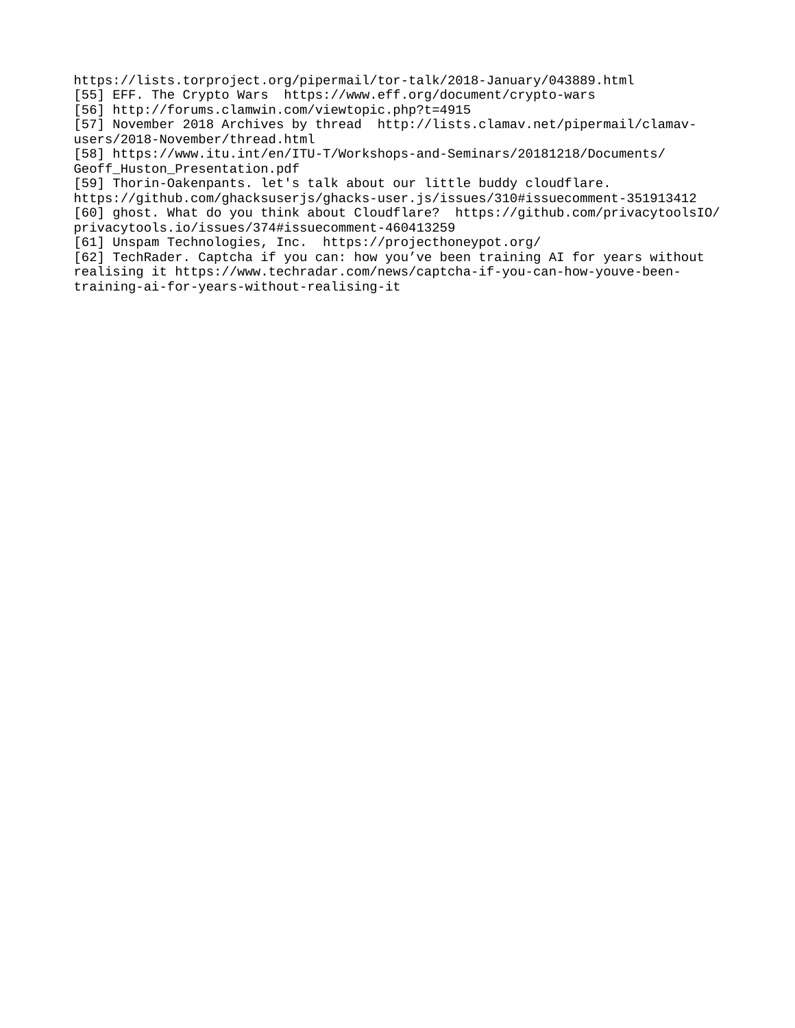https://lists.torproject.org/pipermail/tor-talk/2018-January/043889.html
[55] EFF. The Crypto Wars https://www.eff.org/document/crypto-wars
[56] http://forums.clamwin.com/viewtopic.php?t=4915
[57] November 2018 Archives by thread http://lists.clamav.net/pipermail/clamav-users/2018-November/thread.html
[58] https://www.itu.int/en/ITU-T/Workshops-and-Seminars/20181218/Documents/Geoff_Huston_Presentation.pdf
[59] Thorin-Oakenpants. let's talk about our little buddy cloudflare. https://github.com/ghacksuserjs/ghacks-user.js/issues/310#issuecomment-351913412
[60] ghost. What do you think about Cloudflare? https://github.com/privacytoolsIO/privacytools.io/issues/374#issuecomment-460413259
[61] Unspam Technologies, Inc. https://projecthoneypot.org/
[62] TechRader. Captcha if you can: how you've been training AI for years without realising it https://www.techradar.com/news/captcha-if-you-can-how-youve-been-training-ai-for-years-without-realising-it